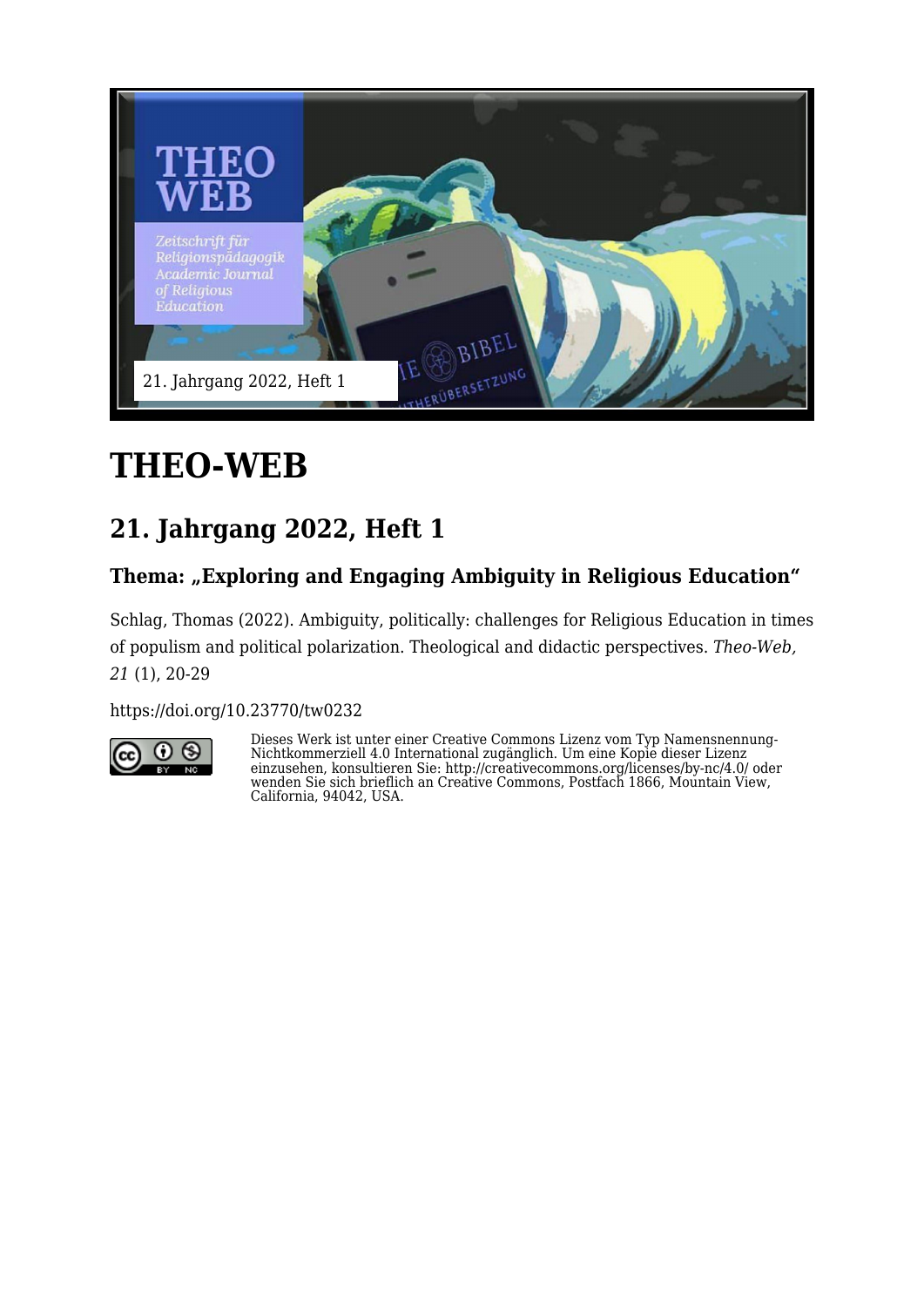# THEO-WEB

## 21. Jahrgang 2022, Heft 1

### Thema: „Exploring and Engaging Ambiguity in Religious Education“

Schlag, Thomas (2022). Ambiguity, politically: challenges for Religious Education in times of populism and political polarization. Theological and didactic perspectives. *Theo-Web, 21* (1), 20-29

https://doi.org/10.23770/tw0232

Dieses Werk ist unter einer Creative Commons Lizenz vom Typ Namensnennung-Nichtkommerziell 4.0 International zugänglich. Um eine Kopie dieser Lizenz einzusehen, konsultieren Sie: http://creativecommons.org/licenses/by-nc/4.0/ oder wenden Sie sich brieflich an Creative Commons, Postfach 1866, Mountain View, California, 94042, USA.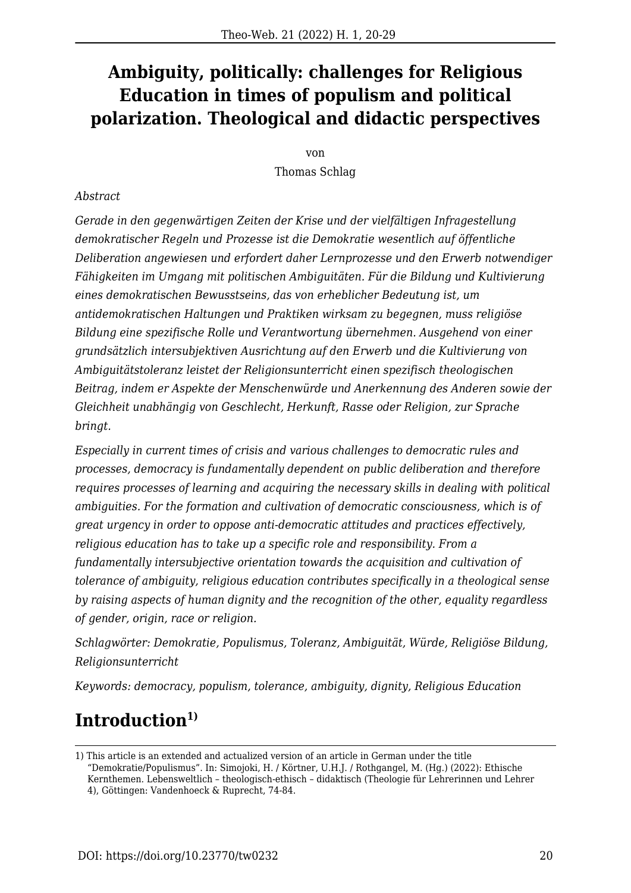# Ambiguity, politically: challenges for Religious Education in times of populism and political polarization. Theological and didactic perspectives

von

Thomas Schlag

*Abstract*

*Gerade in den gegenwärtigen Zeiten der Krise und der vielfältigen Infragestellung demokratischer Regeln und Prozesse ist die Demokratie wesentlich auf öffentliche Deliberation angewiesen und erfordert daher Lernprozesse und den Erwerb notwendiger Fähigkeiten im Umgang mit politischen Ambiguitäten. Für die Bildung und Kultivierung eines demokratischen Bewusstseins, das von erheblicher Bedeutung ist, um antidemokratischen Haltungen und Praktiken wirksam zu begegnen, muss religiöse Bildung eine spezifische Rolle und Verantwortung übernehmen. Ausgehend von einer grundsätzlich intersubjektiven Ausrichtung auf den Erwerb und die Kultivierung von Ambiguitätstoleranz leistet der Religionsunterricht einen spezifisch theologischen Beitrag, indem er Aspekte der Menschenwürde und Anerkennung des Anderen sowie der Gleichheit unabhängig von Geschlecht, Herkunft, Rasse oder Religion, zur Sprache bringt.*

*Especially in current times of crisis and various challenges to democratic rules and processes, democracy is fundamentally dependent on public deliberation and therefore requires processes of learning and acquiring the necessary skills in dealing with political ambiguities. For the formation and cultivation of democratic consciousness, which is of great urgency in order to oppose anti-democratic attitudes and practices effectively, religious education has to take up a specific role and responsibility. From a fundamentally intersubjective orientation towards the acquisition and cultivation of tolerance of ambiguity, religious education contributes specifically in a theological sense by raising aspects of human dignity and the recognition of the other, equality regardless of gender, origin, race or religion.*

*Schlagwörter: Demokratie, Populismus, Toleranz, Ambiguität, Würde, Religiöse Bildung, Religionsunterricht*

*Keywords: democracy, populism, tolerance, ambiguity, dignity, Religious Education*

## Introduction[1]

[1] This article is an extended and actualized version of an article in German under the title "Demokratie/Populismus". In: Simojoki, H. / Körtner, U.H.J. / Rothgangel, M. (Hg.) (2022): Ethische Kernthemen. Lebensweltlich – theologisch-ethisch – didaktisch (Theologie für Lehrerinnen und Lehrer 4), Göttingen: Vandenhoeck & Ruprecht, 74-84.

DOI: https://doi.org/10.23770/tw0232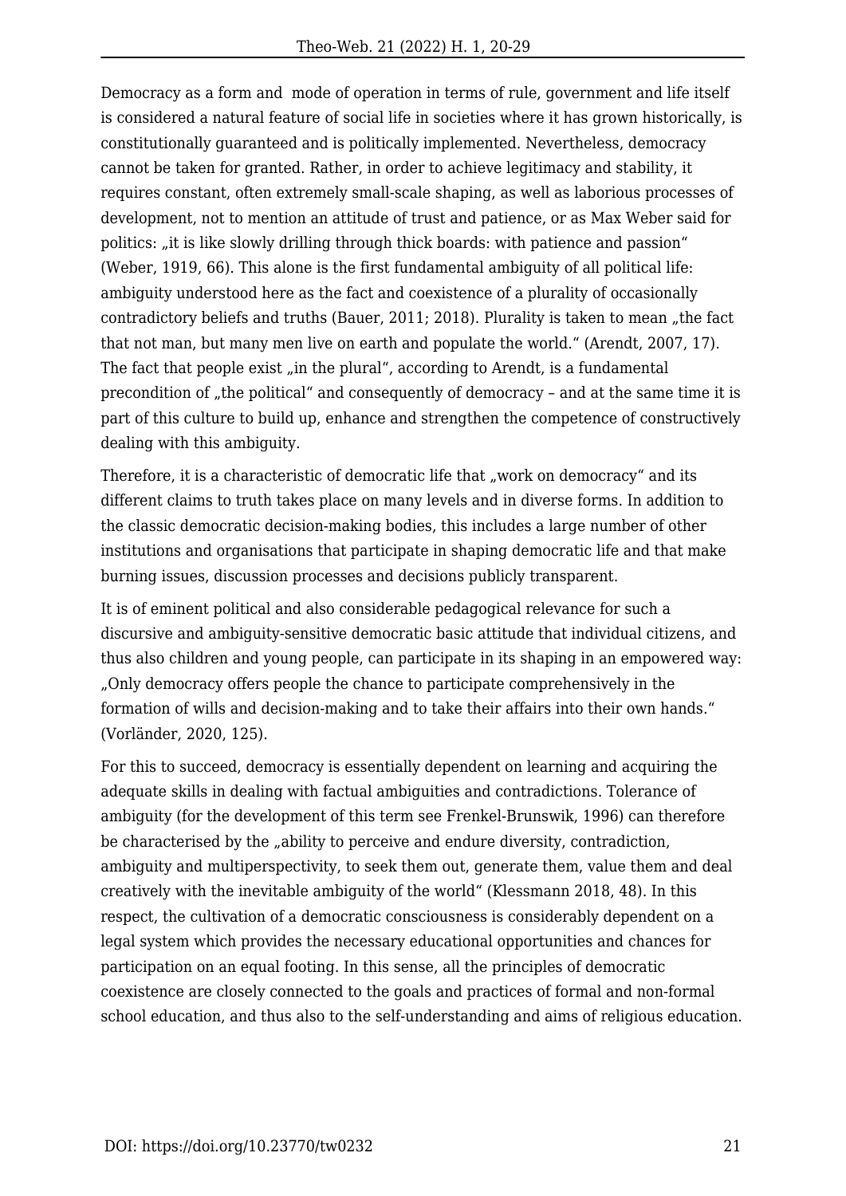Democracy as a form and  mode of operation in terms of rule, government and life itself is considered a natural feature of social life in societies where it has grown historically, is constitutionally guaranteed and is politically implemented. Nevertheless, democracy cannot be taken for granted. Rather, in order to achieve legitimacy and stability, it requires constant, often extremely small-scale shaping, as well as laborious processes of development, not to mention an attitude of trust and patience, or as Max Weber said for politics: „it is like slowly drilling through thick boards: with patience and passion" (Weber, 1919, 66). This alone is the first fundamental ambiguity of all political life: ambiguity understood here as the fact and coexistence of a plurality of occasionally contradictory beliefs and truths (Bauer, 2011; 2018). Plurality is taken to mean „the fact that not man, but many men live on earth and populate the world." (Arendt, 2007, 17). The fact that people exist „in the plural", according to Arendt, is a fundamental precondition of „the political" and consequently of democracy – and at the same time it is part of this culture to build up, enhance and strengthen the competence of constructively dealing with this ambiguity.

Therefore, it is a characteristic of democratic life that „work on democracy" and its different claims to truth takes place on many levels and in diverse forms. In addition to the classic democratic decision-making bodies, this includes a large number of other institutions and organisations that participate in shaping democratic life and that make burning issues, discussion processes and decisions publicly transparent.

It is of eminent political and also considerable pedagogical relevance for such a discursive and ambiguity-sensitive democratic basic attitude that individual citizens, and thus also children and young people, can participate in its shaping in an empowered way: „Only democracy offers people the chance to participate comprehensively in the formation of wills and decision-making and to take their affairs into their own hands." (Vorländer, 2020, 125).

For this to succeed, democracy is essentially dependent on learning and acquiring the adequate skills in dealing with factual ambiguities and contradictions. Tolerance of ambiguity (for the development of this term see Frenkel-Brunswik, 1996) can therefore be characterised by the „ability to perceive and endure diversity, contradiction, ambiguity and multiperspectivity, to seek them out, generate them, value them and deal creatively with the inevitable ambiguity of the world" (Klessmann 2018, 48). In this respect, the cultivation of a democratic consciousness is considerably dependent on a legal system which provides the necessary educational opportunities and chances for participation on an equal footing. In this sense, all the principles of democratic coexistence are closely connected to the goals and practices of formal and non-formal school education, and thus also to the self-understanding and aims of religious education.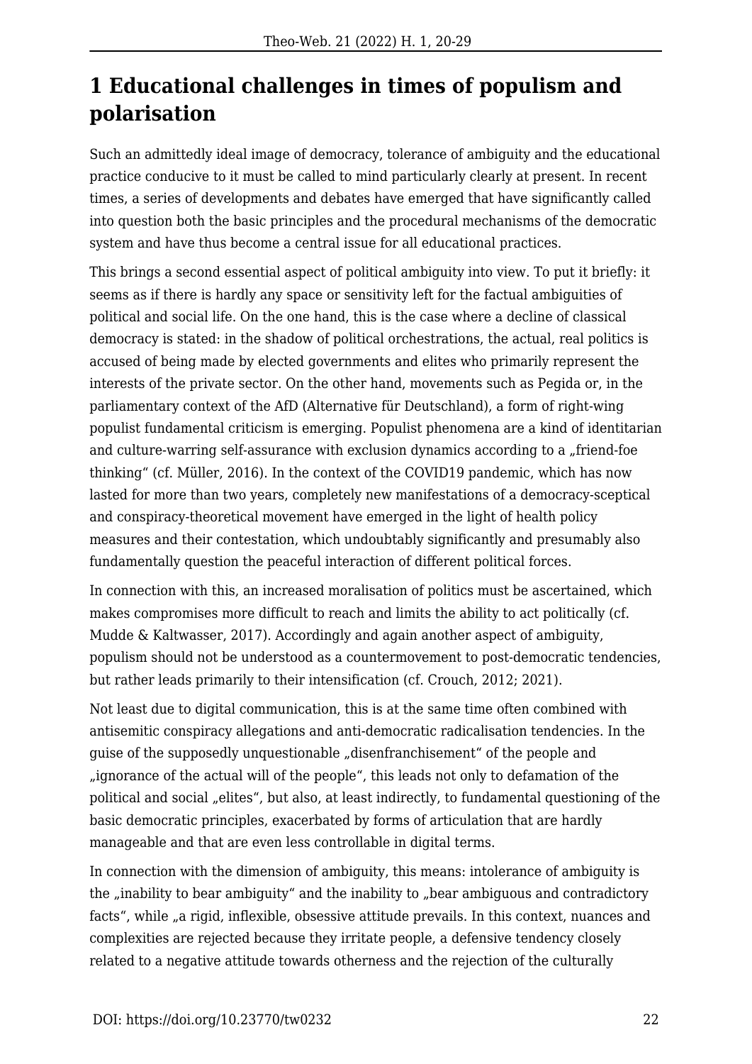# 1 Educational challenges in times of populism and polarisation

Such an admittedly ideal image of democracy, tolerance of ambiguity and the educational practice conducive to it must be called to mind particularly clearly at present. In recent times, a series of developments and debates have emerged that have significantly called into question both the basic principles and the procedural mechanisms of the democratic system and have thus become a central issue for all educational practices.

This brings a second essential aspect of political ambiguity into view. To put it briefly: it seems as if there is hardly any space or sensitivity left for the factual ambiguities of political and social life. On the one hand, this is the case where a decline of classical democracy is stated: in the shadow of political orchestrations, the actual, real politics is accused of being made by elected governments and elites who primarily represent the interests of the private sector. On the other hand, movements such as Pegida or, in the parliamentary context of the AfD (Alternative für Deutschland), a form of right-wing populist fundamental criticism is emerging. Populist phenomena are a kind of identitarian and culture-warring self-assurance with exclusion dynamics according to a „friend-foe thinking" (cf. Müller, 2016). In the context of the COVID19 pandemic, which has now lasted for more than two years, completely new manifestations of a democracy-sceptical and conspiracy-theoretical movement have emerged in the light of health policy measures and their contestation, which undoubtably significantly and presumably also fundamentally question the peaceful interaction of different political forces.

In connection with this, an increased moralisation of politics must be ascertained, which makes compromises more difficult to reach and limits the ability to act politically (cf. Mudde & Kaltwasser, 2017). Accordingly and again another aspect of ambiguity, populism should not be understood as a countermovement to post-democratic tendencies, but rather leads primarily to their intensification (cf. Crouch, 2012; 2021).

Not least due to digital communication, this is at the same time often combined with antisemitic conspiracy allegations and anti-democratic radicalisation tendencies. In the guise of the supposedly unquestionable „disenfranchisement" of the people and „ignorance of the actual will of the people", this leads not only to defamation of the political and social „elites", but also, at least indirectly, to fundamental questioning of the basic democratic principles, exacerbated by forms of articulation that are hardly manageable and that are even less controllable in digital terms.

In connection with the dimension of ambiguity, this means: intolerance of ambiguity is the „inability to bear ambiguity" and the inability to „bear ambiguous and contradictory facts", while „a rigid, inflexible, obsessive attitude prevails. In this context, nuances and complexities are rejected because they irritate people, a defensive tendency closely related to a negative attitude towards otherness and the rejection of the culturally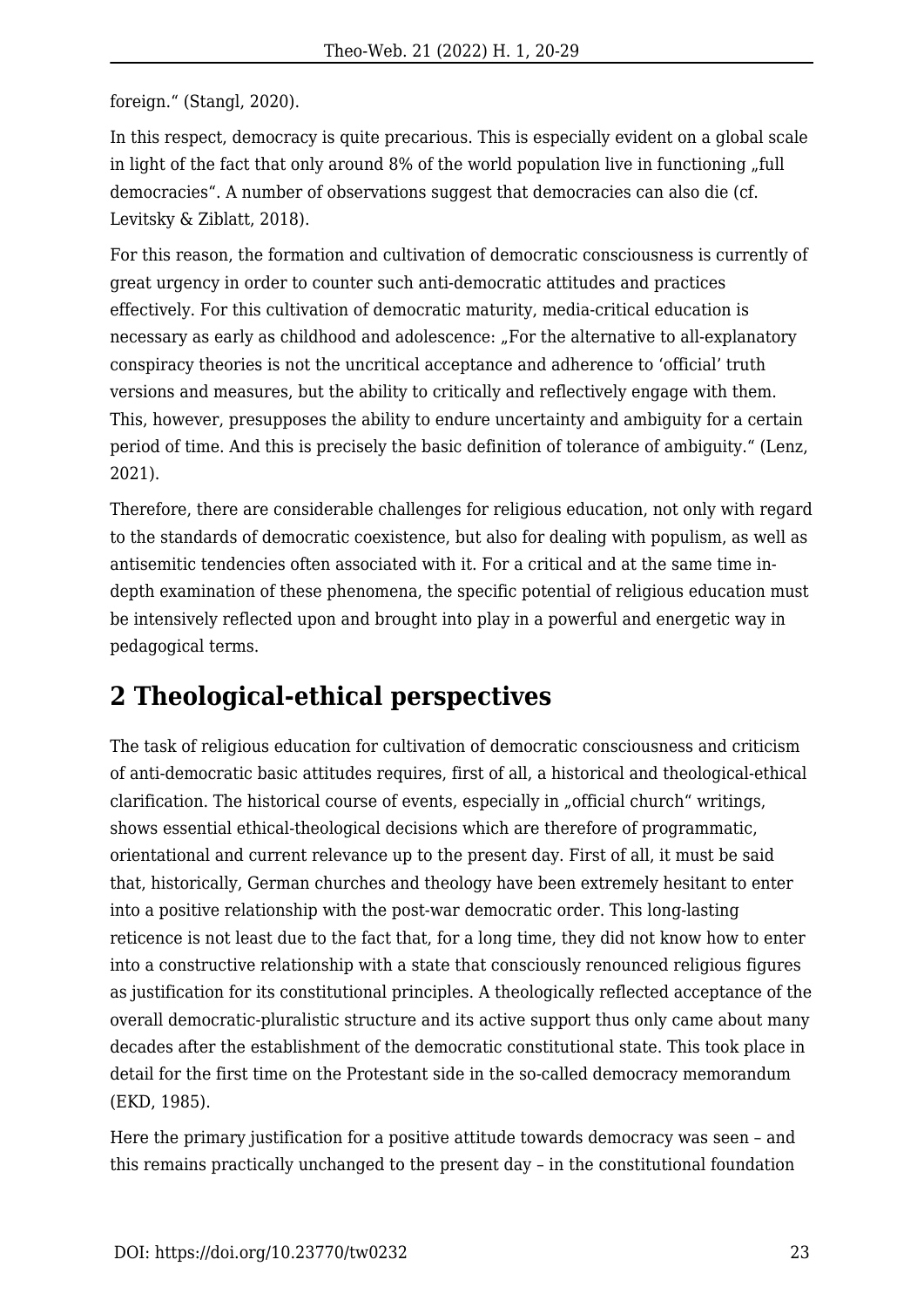foreign." (Stangl, 2020).

In this respect, democracy is quite precarious. This is especially evident on a global scale in light of the fact that only around 8% of the world population live in functioning „full democracies". A number of observations suggest that democracies can also die (cf. Levitsky & Ziblatt, 2018).

For this reason, the formation and cultivation of democratic consciousness is currently of great urgency in order to counter such anti-democratic attitudes and practices effectively. For this cultivation of democratic maturity, media-critical education is necessary as early as childhood and adolescence: „For the alternative to all-explanatory conspiracy theories is not the uncritical acceptance and adherence to 'official' truth versions and measures, but the ability to critically and reflectively engage with them. This, however, presupposes the ability to endure uncertainty and ambiguity for a certain period of time. And this is precisely the basic definition of tolerance of ambiguity." (Lenz, 2021).

Therefore, there are considerable challenges for religious education, not only with regard to the standards of democratic coexistence, but also for dealing with populism, as well as antisemitic tendencies often associated with it. For a critical and at the same time in-depth examination of these phenomena, the specific potential of religious education must be intensively reflected upon and brought into play in a powerful and energetic way in pedagogical terms.

## 2 Theological-ethical perspectives

The task of religious education for cultivation of democratic consciousness and criticism of anti-democratic basic attitudes requires, first of all, a historical and theological-ethical clarification. The historical course of events, especially in „official church" writings, shows essential ethical-theological decisions which are therefore of programmatic, orientational and current relevance up to the present day. First of all, it must be said that, historically, German churches and theology have been extremely hesitant to enter into a positive relationship with the post-war democratic order. This long-lasting reticence is not least due to the fact that, for a long time, they did not know how to enter into a constructive relationship with a state that consciously renounced religious figures as justification for its constitutional principles. A theologically reflected acceptance of the overall democratic-pluralistic structure and its active support thus only came about many decades after the establishment of the democratic constitutional state. This took place in detail for the first time on the Protestant side in the so-called democracy memorandum (EKD, 1985).

Here the primary justification for a positive attitude towards democracy was seen – and this remains practically unchanged to the present day – in the constitutional foundation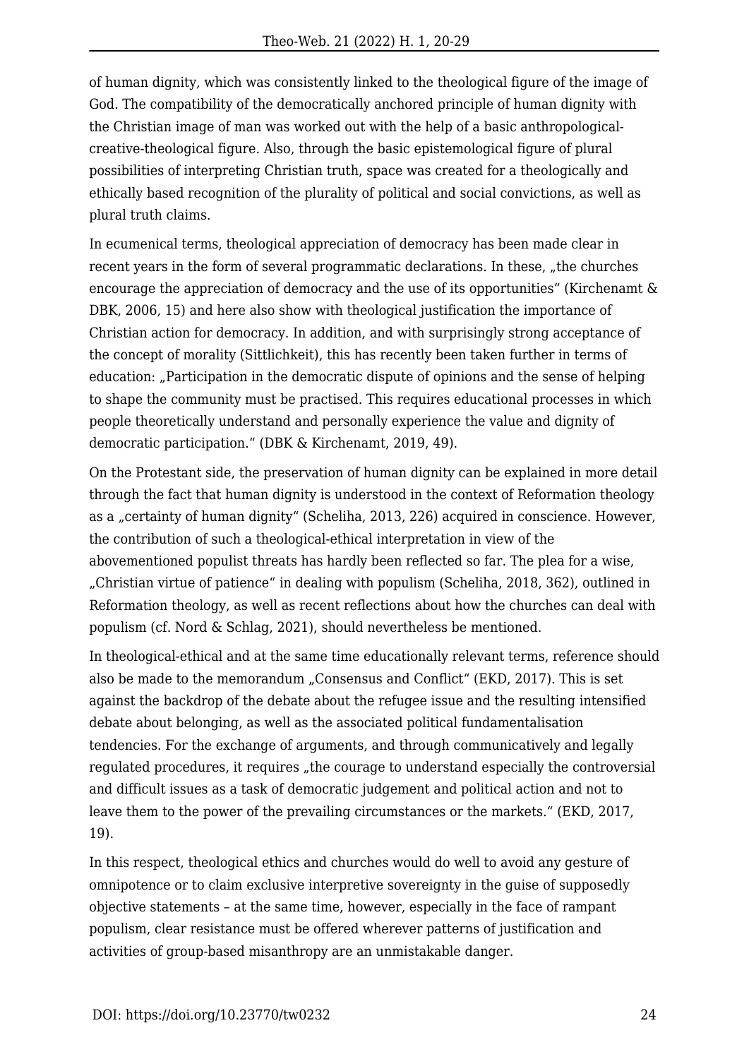of human dignity, which was consistently linked to the theological figure of the image of God. The compatibility of the democratically anchored principle of human dignity with the Christian image of man was worked out with the help of a basic anthropological-creative-theological figure. Also, through the basic epistemological figure of plural possibilities of interpreting Christian truth, space was created for a theologically and ethically based recognition of the plurality of political and social convictions, as well as plural truth claims.

In ecumenical terms, theological appreciation of democracy has been made clear in recent years in the form of several programmatic declarations. In these, „the churches encourage the appreciation of democracy and the use of its opportunities" (Kirchenamt & DBK, 2006, 15) and here also show with theological justification the importance of Christian action for democracy. In addition, and with surprisingly strong acceptance of the concept of morality (Sittlichkeit), this has recently been taken further in terms of education: „Participation in the democratic dispute of opinions and the sense of helping to shape the community must be practised. This requires educational processes in which people theoretically understand and personally experience the value and dignity of democratic participation." (DBK & Kirchenamt, 2019, 49).

On the Protestant side, the preservation of human dignity can be explained in more detail through the fact that human dignity is understood in the context of Reformation theology as a „certainty of human dignity" (Scheliha, 2013, 226) acquired in conscience. However, the contribution of such a theological-ethical interpretation in view of the abovementioned populist threats has hardly been reflected so far. The plea for a wise, „Christian virtue of patience" in dealing with populism (Scheliha, 2018, 362), outlined in Reformation theology, as well as recent reflections about how the churches can deal with populism (cf. Nord & Schlag, 2021), should nevertheless be mentioned.

In theological-ethical and at the same time educationally relevant terms, reference should also be made to the memorandum „Consensus and Conflict" (EKD, 2017). This is set against the backdrop of the debate about the refugee issue and the resulting intensified debate about belonging, as well as the associated political fundamentalisation tendencies. For the exchange of arguments, and through communicatively and legally regulated procedures, it requires „the courage to understand especially the controversial and difficult issues as a task of democratic judgement and political action and not to leave them to the power of the prevailing circumstances or the markets." (EKD, 2017, 19).

In this respect, theological ethics and churches would do well to avoid any gesture of omnipotence or to claim exclusive interpretive sovereignty in the guise of supposedly objective statements – at the same time, however, especially in the face of rampant populism, clear resistance must be offered wherever patterns of justification and activities of group-based misanthropy are an unmistakable danger.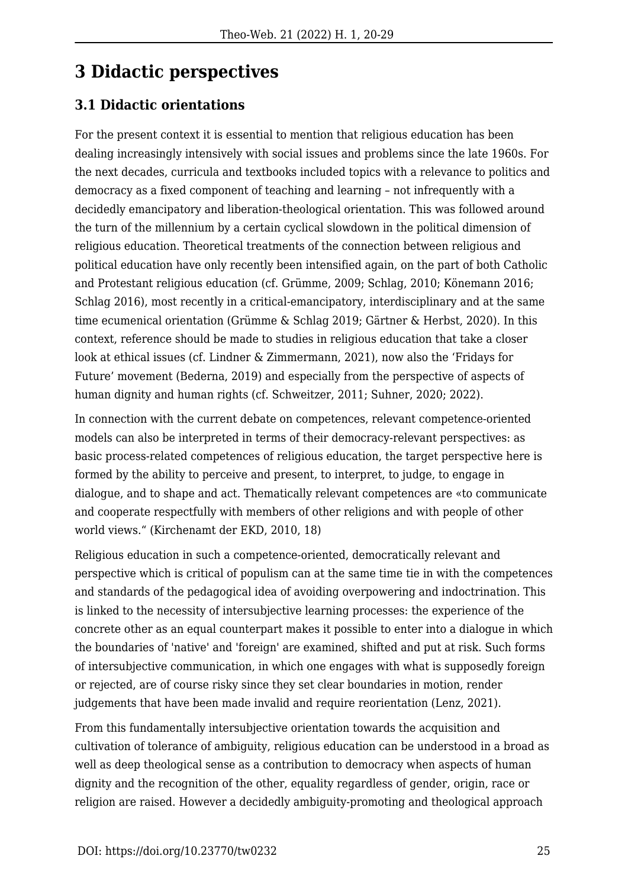# 3 Didactic perspectives

## 3.1 Didactic orientations

For the present context it is essential to mention that religious education has been dealing increasingly intensively with social issues and problems since the late 1960s. For the next decades, curricula and textbooks included topics with a relevance to politics and democracy as a fixed component of teaching and learning – not infrequently with a decidedly emancipatory and liberation-theological orientation. This was followed around the turn of the millennium by a certain cyclical slowdown in the political dimension of religious education. Theoretical treatments of the connection between religious and political education have only recently been intensified again, on the part of both Catholic and Protestant religious education (cf. Grümme, 2009; Schlag, 2010; Könemann 2016; Schlag 2016), most recently in a critical-emancipatory, interdisciplinary and at the same time ecumenical orientation (Grümme & Schlag 2019; Gärtner & Herbst, 2020). In this context, reference should be made to studies in religious education that take a closer look at ethical issues (cf. Lindner & Zimmermann, 2021), now also the 'Fridays for Future' movement (Bederna, 2019) and especially from the perspective of aspects of human dignity and human rights (cf. Schweitzer, 2011; Suhner, 2020; 2022).

In connection with the current debate on competences, relevant competence-oriented models can also be interpreted in terms of their democracy-relevant perspectives: as basic process-related competences of religious education, the target perspective here is formed by the ability to perceive and present, to interpret, to judge, to engage in dialogue, and to shape and act. Thematically relevant competences are «to communicate and cooperate respectfully with members of other religions and with people of other world views." (Kirchenamt der EKD, 2010, 18)

Religious education in such a competence-oriented, democratically relevant and perspective which is critical of populism can at the same time tie in with the competences and standards of the pedagogical idea of avoiding overpowering and indoctrination. This is linked to the necessity of intersubjective learning processes: the experience of the concrete other as an equal counterpart makes it possible to enter into a dialogue in which the boundaries of 'native' and 'foreign' are examined, shifted and put at risk. Such forms of intersubjective communication, in which one engages with what is supposedly foreign or rejected, are of course risky since they set clear boundaries in motion, render judgements that have been made invalid and require reorientation (Lenz, 2021).

From this fundamentally intersubjective orientation towards the acquisition and cultivation of tolerance of ambiguity, religious education can be understood in a broad as well as deep theological sense as a contribution to democracy when aspects of human dignity and the recognition of the other, equality regardless of gender, origin, race or religion are raised. However a decidedly ambiguity-promoting and theological approach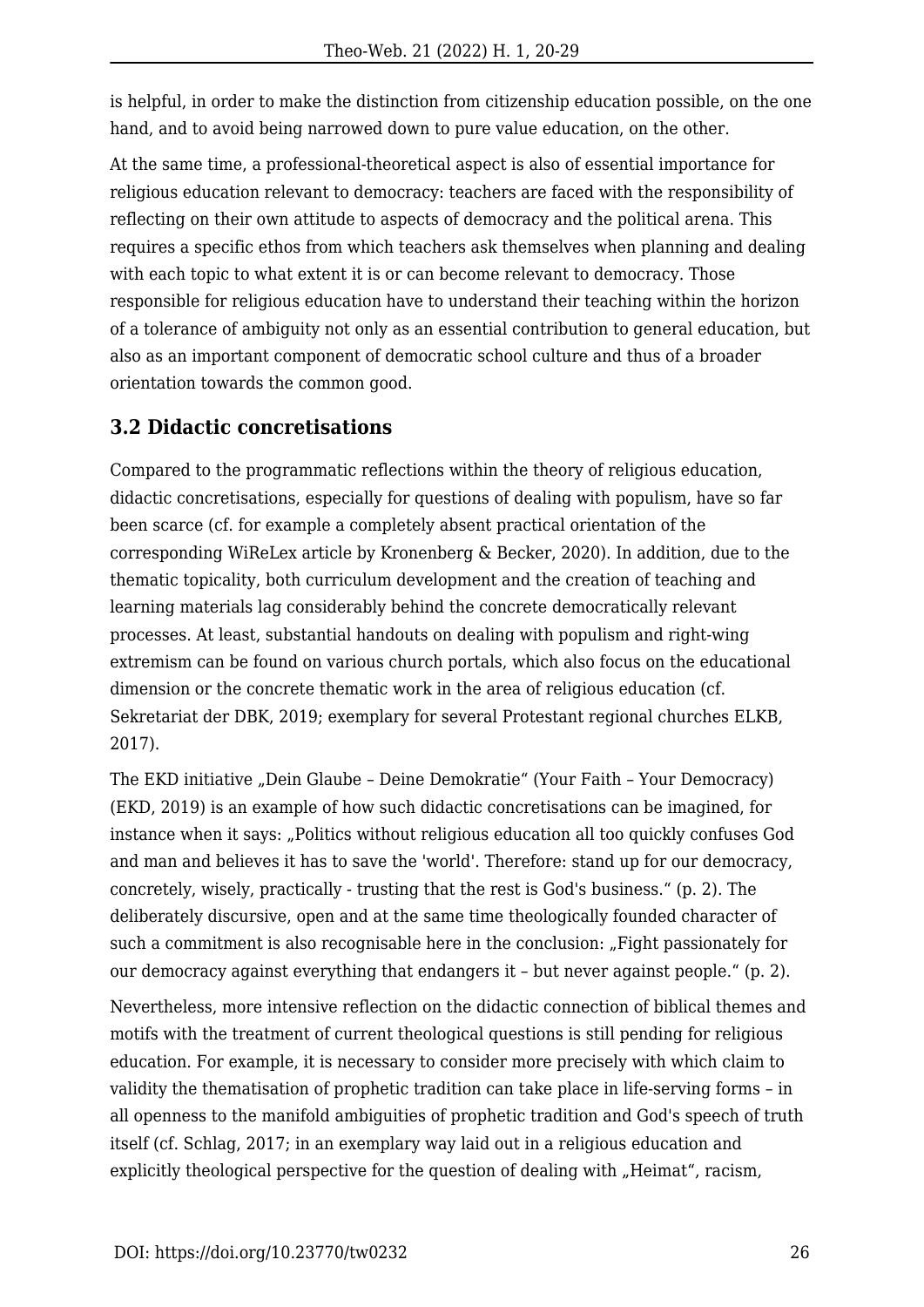is helpful, in order to make the distinction from citizenship education possible, on the one hand, and to avoid being narrowed down to pure value education, on the other.

At the same time, a professional-theoretical aspect is also of essential importance for religious education relevant to democracy: teachers are faced with the responsibility of reflecting on their own attitude to aspects of democracy and the political arena. This requires a specific ethos from which teachers ask themselves when planning and dealing with each topic to what extent it is or can become relevant to democracy. Those responsible for religious education have to understand their teaching within the horizon of a tolerance of ambiguity not only as an essential contribution to general education, but also as an important component of democratic school culture and thus of a broader orientation towards the common good.

## 3.2 Didactic concretisations

Compared to the programmatic reflections within the theory of religious education, didactic concretisations, especially for questions of dealing with populism, have so far been scarce (cf. for example a completely absent practical orientation of the corresponding WiReLex article by Kronenberg & Becker, 2020). In addition, due to the thematic topicality, both curriculum development and the creation of teaching and learning materials lag considerably behind the concrete democratically relevant processes. At least, substantial handouts on dealing with populism and right-wing extremism can be found on various church portals, which also focus on the educational dimension or the concrete thematic work in the area of religious education (cf. Sekretariat der DBK, 2019; exemplary for several Protestant regional churches ELKB, 2017).

The EKD initiative „Dein Glaube – Deine Demokratie“ (Your Faith – Your Democracy) (EKD, 2019) is an example of how such didactic concretisations can be imagined, for instance when it says: „Politics without religious education all too quickly confuses God and man and believes it has to save the 'world'. Therefore: stand up for our democracy, concretely, wisely, practically - trusting that the rest is God's business.“ (p. 2). The deliberately discursive, open and at the same time theologically founded character of such a commitment is also recognisable here in the conclusion: „Fight passionately for our democracy against everything that endangers it – but never against people.“ (p. 2).

Nevertheless, more intensive reflection on the didactic connection of biblical themes and motifs with the treatment of current theological questions is still pending for religious education. For example, it is necessary to consider more precisely with which claim to validity the thematisation of prophetic tradition can take place in life-serving forms – in all openness to the manifold ambiguities of prophetic tradition and God's speech of truth itself (cf. Schlag, 2017; in an exemplary way laid out in a religious education and explicitly theological perspective for the question of dealing with „Heimat“, racism,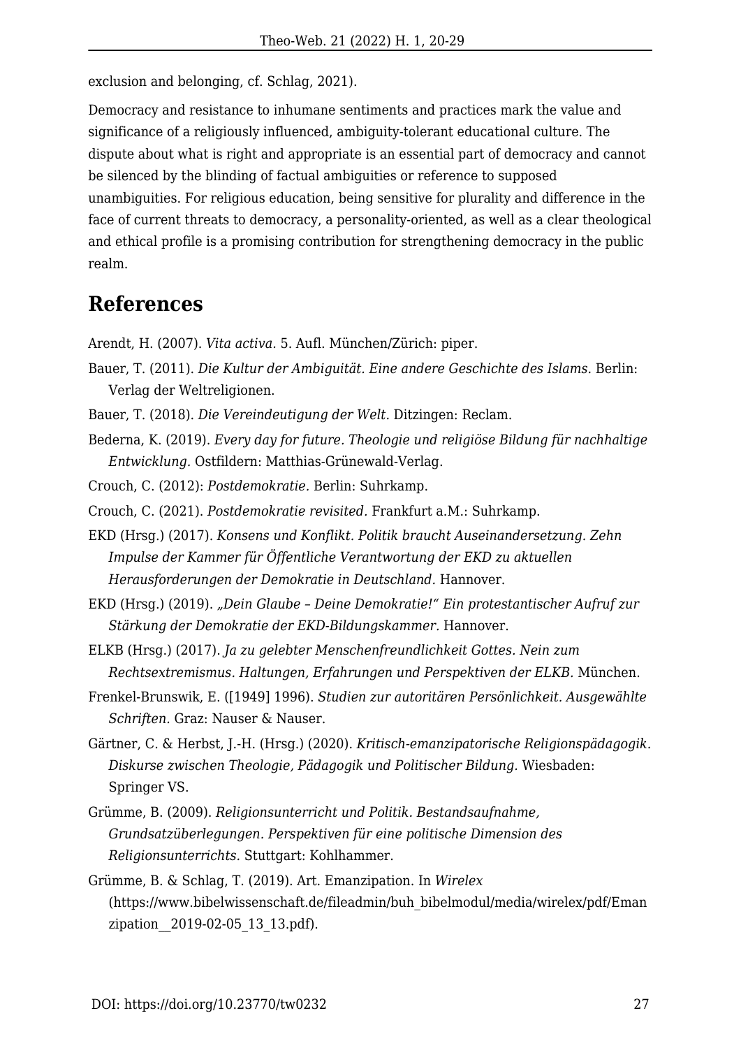exclusion and belonging, cf. Schlag, 2021).

Democracy and resistance to inhumane sentiments and practices mark the value and significance of a religiously influenced, ambiguity-tolerant educational culture. The dispute about what is right and appropriate is an essential part of democracy and cannot be silenced by the blinding of factual ambiguities or reference to supposed unambiguities. For religious education, being sensitive for plurality and difference in the face of current threats to democracy, a personality-oriented, as well as a clear theological and ethical profile is a promising contribution for strengthening democracy in the public realm.

## References

Arendt, H. (2007). *Vita activa.* 5. Aufl. München/Zürich: piper.

Bauer, T. (2011). *Die Kultur der Ambiguität. Eine andere Geschichte des Islams.* Berlin: Verlag der Weltreligionen.

Bauer, T. (2018). *Die Vereindeutigung der Welt.* Ditzingen: Reclam.

Bederna, K. (2019). *Every day for future. Theologie und religiöse Bildung für nachhaltige Entwicklung.* Ostfildern: Matthias-Grünewald-Verlag.

Crouch, C. (2012): *Postdemokratie.* Berlin: Suhrkamp.

Crouch, C. (2021). *Postdemokratie revisited.* Frankfurt a.M.: Suhrkamp.

EKD (Hrsg.) (2017). *Konsens und Konflikt. Politik braucht Auseinandersetzung. Zehn Impulse der Kammer für Öffentliche Verantwortung der EKD zu aktuellen Herausforderungen der Demokratie in Deutschland.* Hannover.

EKD (Hrsg.) (2019). *„Dein Glaube – Deine Demokratie!“ Ein protestantischer Aufruf zur Stärkung der Demokratie der EKD-Bildungskammer.* Hannover.

ELKB (Hrsg.) (2017). *Ja zu gelebter Menschenfreundlichkeit Gottes. Nein zum Rechtsextremismus. Haltungen, Erfahrungen und Perspektiven der ELKB.* München.

Frenkel-Brunswik, E. ([1949] 1996). *Studien zur autoritären Persönlichkeit. Ausgewählte Schriften.* Graz: Nauser & Nauser.

Gärtner, C. & Herbst, J.-H. (Hrsg.) (2020). *Kritisch-emanzipatorische Religionspädagogik. Diskurse zwischen Theologie, Pädagogik und Politischer Bildung.* Wiesbaden: Springer VS.

Grümme, B. (2009). *Religionsunterricht und Politik. Bestandsaufnahme, Grundsatzüberlegungen. Perspektiven für eine politische Dimension des Religionsunterrichts.* Stuttgart: Kohlhammer.

Grümme, B. & Schlag, T. (2019). Art. Emanzipation. In *Wirelex* (https://www.bibelwissenschaft.de/fileadmin/buh_bibelmodul/media/wirelex/pdf/Emanzipation__2019-02-05_13_13.pdf).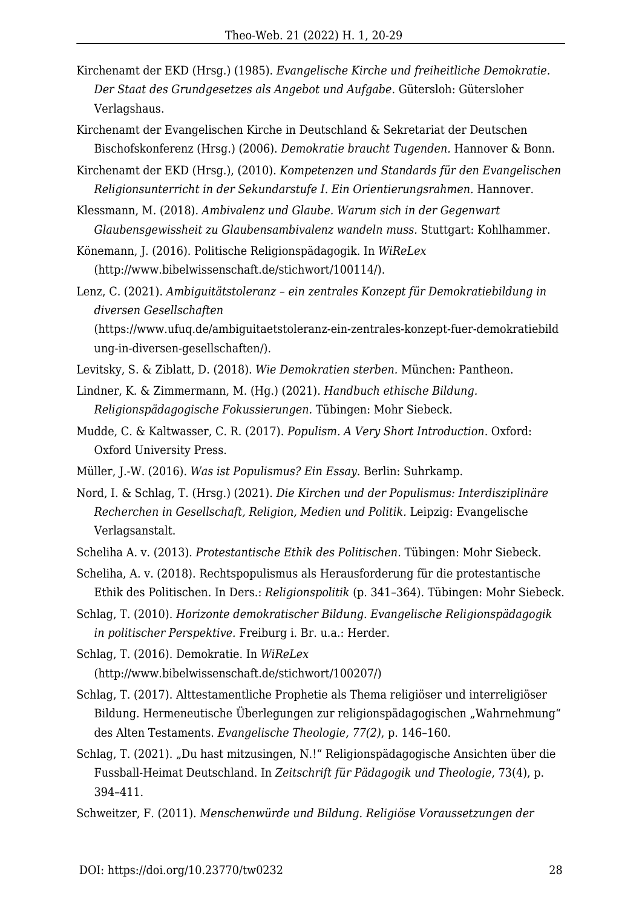Kirchenamt der EKD (Hrsg.) (1985). *Evangelische Kirche und freiheitliche Demokratie. Der Staat des Grundgesetzes als Angebot und Aufgabe.* Gütersloh: Gütersloher Verlagshaus.

Kirchenamt der Evangelischen Kirche in Deutschland & Sekretariat der Deutschen Bischofskonferenz (Hrsg.) (2006). *Demokratie braucht Tugenden.* Hannover & Bonn.

Kirchenamt der EKD (Hrsg.), (2010). *Kompetenzen und Standards für den Evangelischen Religionsunterricht in der Sekundarstufe I. Ein Orientierungsrahmen.* Hannover.

Klessmann, M. (2018). *Ambivalenz und Glaube. Warum sich in der Gegenwart Glaubensgewissheit zu Glaubensambivalenz wandeln muss.* Stuttgart: Kohlhammer.

Könemann, J. (2016). Politische Religionspädagogik. In *WiReLex* (http://www.bibelwissenschaft.de/stichwort/100114/).

Lenz, C. (2021). *Ambiguitätstoleranz – ein zentrales Konzept für Demokratiebildung in diversen Gesellschaften* (https://www.ufuq.de/ambiguitaetstoleranz-ein-zentrales-konzept-fuer-demokratiebildung-in-diversen-gesellschaften/).

Levitsky, S. & Ziblatt, D. (2018). *Wie Demokratien sterben.* München: Pantheon.

Lindner, K. & Zimmermann, M. (Hg.) (2021). *Handbuch ethische Bildung. Religionspädagogische Fokussierungen.* Tübingen: Mohr Siebeck.

Mudde, C. & Kaltwasser, C. R. (2017). *Populism. A Very Short Introduction.* Oxford: Oxford University Press.

Müller, J.-W. (2016). *Was ist Populismus? Ein Essay.* Berlin: Suhrkamp.

Nord, I. & Schlag, T. (Hrsg.) (2021). *Die Kirchen und der Populismus: Interdisziplinäre Recherchen in Gesellschaft, Religion, Medien und Politik.* Leipzig: Evangelische Verlagsanstalt.

Scheliha A. v. (2013). *Protestantische Ethik des Politischen.* Tübingen: Mohr Siebeck.

Scheliha, A. v. (2018). Rechtspopulismus als Herausforderung für die protestantische Ethik des Politischen. In Ders.: *Religionspolitik* (p. 341–364). Tübingen: Mohr Siebeck.

Schlag, T. (2010). *Horizonte demokratischer Bildung. Evangelische Religionspädagogik in politischer Perspektive.* Freiburg i. Br. u.a.: Herder.

Schlag, T. (2016). Demokratie. In *WiReLex* (http://www.bibelwissenschaft.de/stichwort/100207/)

Schlag, T. (2017). Alttestamentliche Prophetie als Thema religiöser und interreligiöser Bildung. Hermeneutische Überlegungen zur religionspädagogischen „Wahrnehmung" des Alten Testaments. *Evangelische Theologie, 77(2)*, p. 146–160.

Schlag, T. (2021). „Du hast mitzusingen, N.!" Religionspädagogische Ansichten über die Fussball-Heimat Deutschland. In *Zeitschrift für Pädagogik und Theologie*, 73(4), p. 394–411.

Schweitzer, F. (2011). *Menschenwürde und Bildung. Religiöse Voraussetzungen der*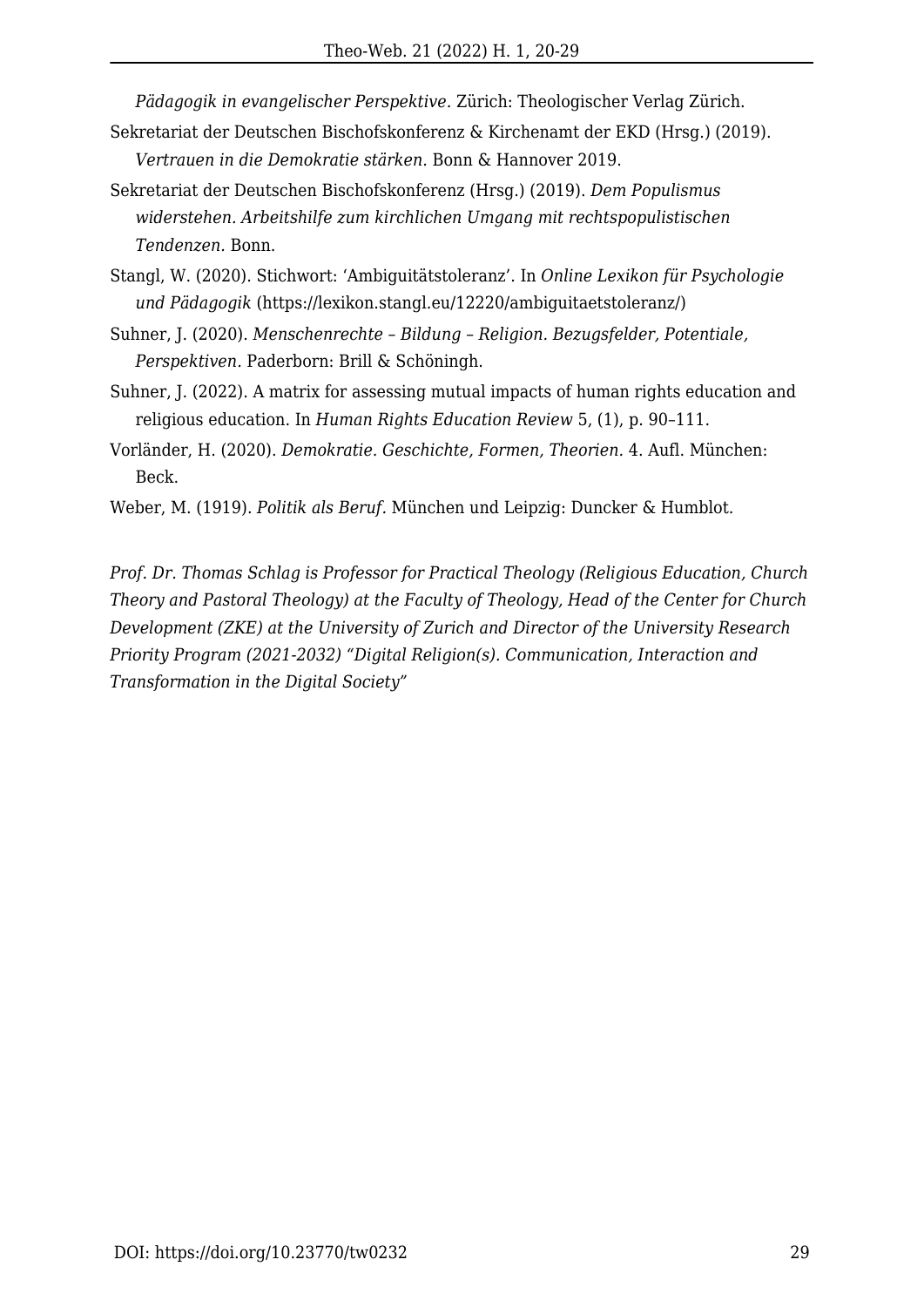*Pädagogik in evangelischer Perspektive.* Zürich: Theologischer Verlag Zürich.

Sekretariat der Deutschen Bischofskonferenz & Kirchenamt der EKD (Hrsg.) (2019). *Vertrauen in die Demokratie stärken.* Bonn & Hannover 2019.

Sekretariat der Deutschen Bischofskonferenz (Hrsg.) (2019). *Dem Populismus widerstehen. Arbeitshilfe zum kirchlichen Umgang mit rechtspopulistischen Tendenzen.* Bonn.

Stangl, W. (2020). Stichwort: 'Ambiguitätstoleranz'. In *Online Lexikon für Psychologie und Pädagogik* (https://lexikon.stangl.eu/12220/ambiguitaetstoleranz/)

Suhner, J. (2020). *Menschenrechte – Bildung – Religion. Bezugsfelder, Potentiale, Perspektiven.* Paderborn: Brill & Schöningh.

Suhner, J. (2022). A matrix for assessing mutual impacts of human rights education and religious education. In *Human Rights Education Review* 5, (1), p. 90–111.

Vorländer, H. (2020). *Demokratie. Geschichte, Formen, Theorien.* 4. Aufl. München: Beck.

Weber, M. (1919). *Politik als Beruf.* München und Leipzig: Duncker & Humblot.

*Prof. Dr. Thomas Schlag is Professor for Practical Theology (Religious Education, Church Theory and Pastoral Theology) at the Faculty of Theology, Head of the Center for Church Development (ZKE) at the University of Zurich and Director of the University Research Priority Program (2021-2032) "Digital Religion(s). Communication, Interaction and Transformation in the Digital Society"*